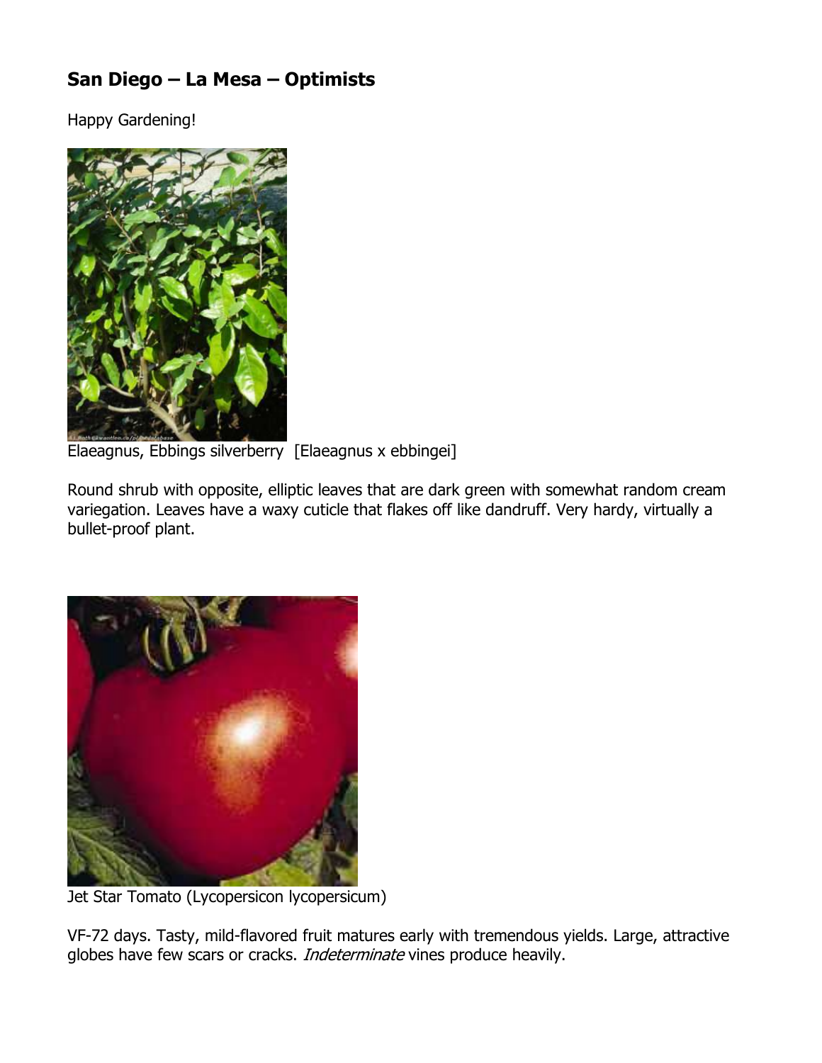## San Diego – La Mesa – Optimists

Happy Gardening!

Elaeagnus, Ebbings silverberry [Elaeagnus x ebbingei]

Round shrub with opposite, elliptic leaves that are dark green with somewhat random cream variegation. Leaves have a waxy cuticle that flakes off like dandruff. Very hardy, virtually a bullet-proof plant.

Jet Star Tomato (Lycopersicon lycopersicum)

VF-72 days. Tasty, mild-flavored fruit matures early with tremendous yields. Large, attractive globes have few scars or cracks. *Indeterminate* vines produce heavily.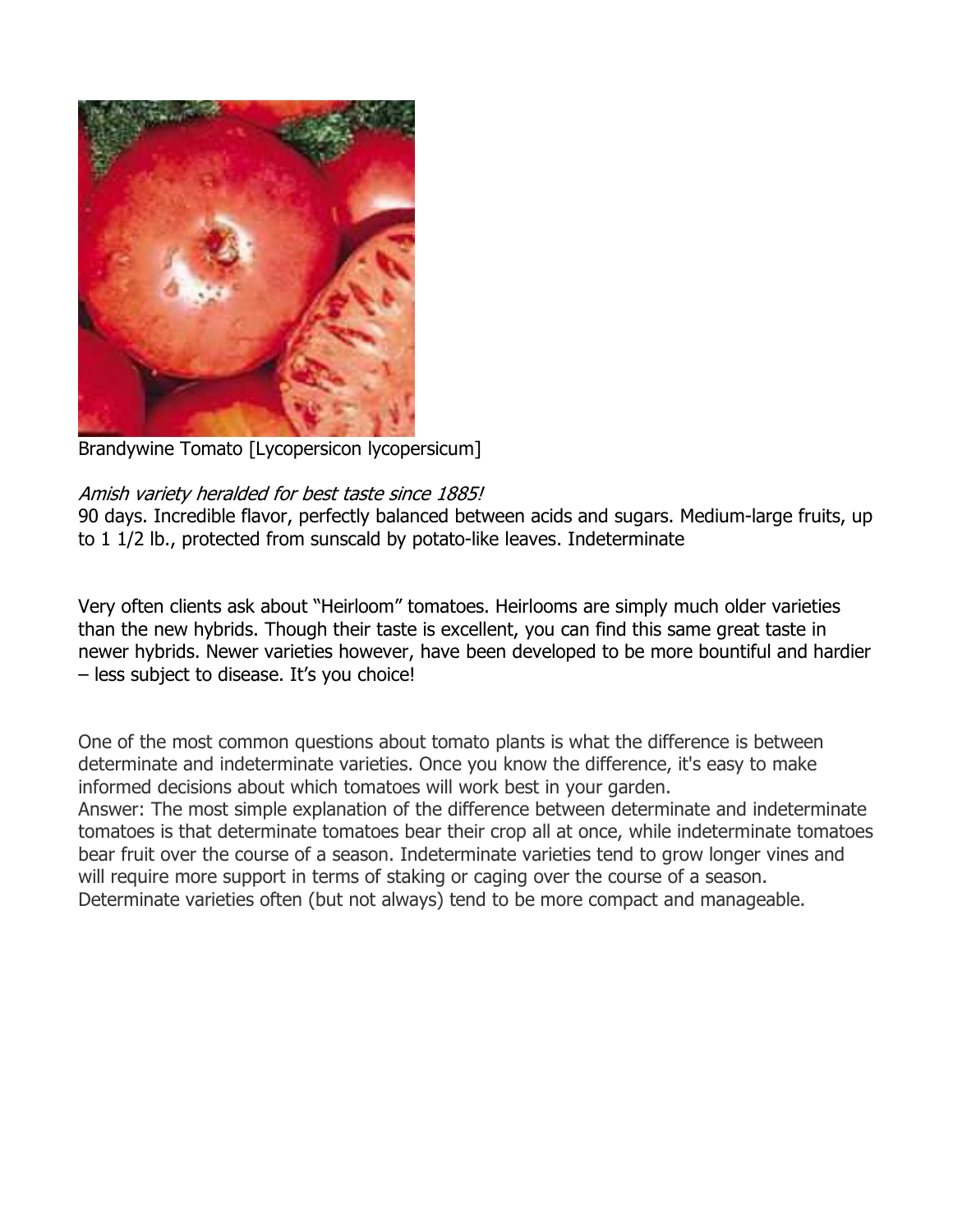Brandywine Tomato [Lycopersicon lycopersicum]

*Amish variety heralded for best taste since 1885!*

90 days. Incredible flavor, perfectly balanced between acids and sugars. Medium-large fruits, up to 1 1/2 lb., protected from sunscald by potato-like leaves. Indeterminate

Very often clients ask about "Heirloom" tomatoes. Heirlooms are simply much older varieties than the new hybrids. Though their taste is excellent, you can find this same great taste in newer hybrids. Newer varieties however, have been developed to be more bountiful and hardier – less subject to disease. It's you choice!

One of the most common questions about tomato plants is what the difference is between determinate and indeterminate varieties. Once you know the difference, it's easy to make informed decisions about which tomatoes will work best in your garden.

Answer: The most simple explanation of the difference between determinate and indeterminate tomatoes is that determinate tomatoes bear their crop all at once, while indeterminate tomatoes bear fruit over the course of a season. Indeterminate varieties tend to grow longer vines and will require more support in terms of staking or caging over the course of a season. Determinate varieties often (but not always) tend to be more compact and manageable.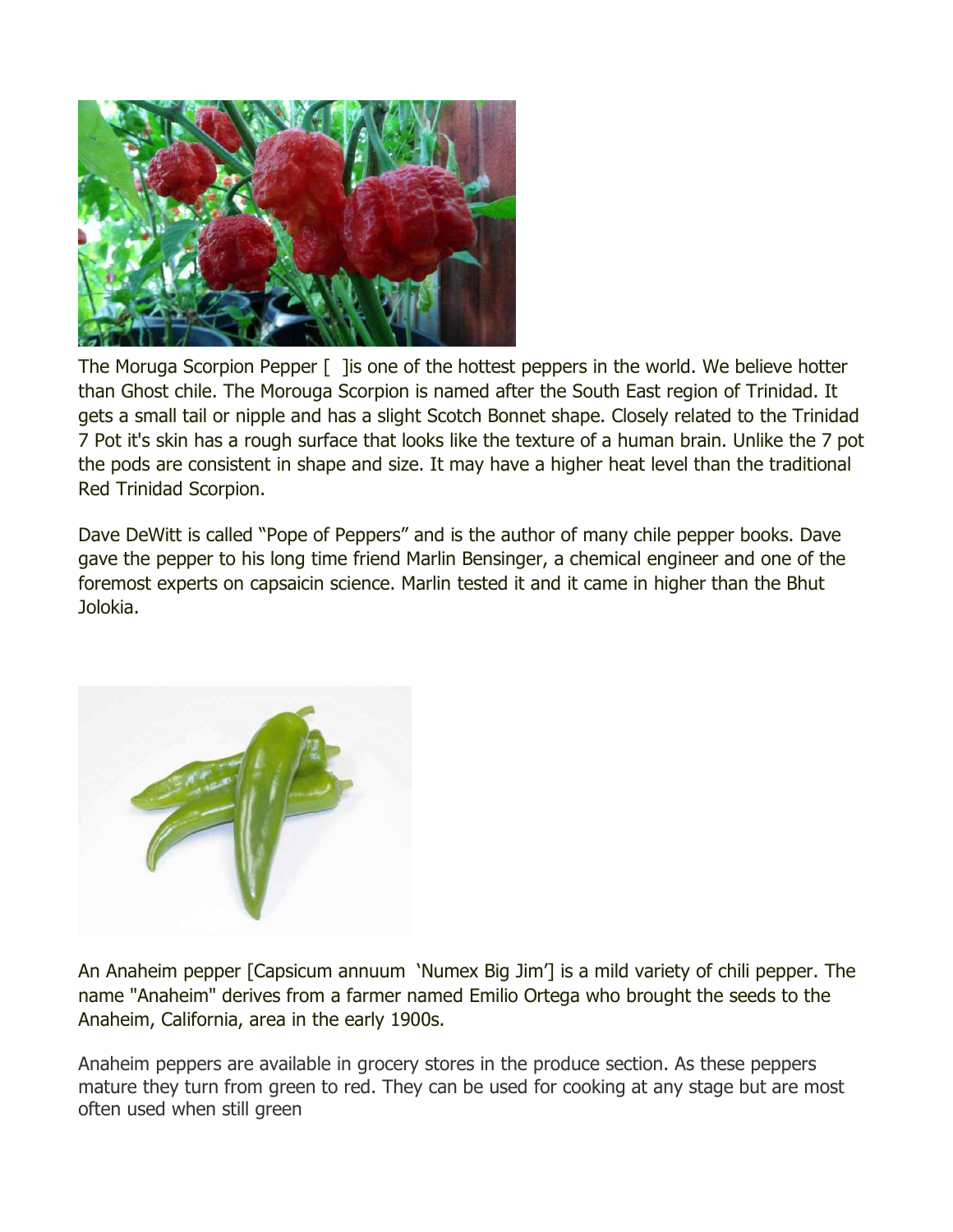The Moruga Scorpion Pepper [  ]is one of the hottest peppers in the world. We believe hotter than Ghost chile. The Morouga Scorpion is named after the South East region of Trinidad. It gets a small tail or nipple and has a slight Scotch Bonnet shape. Closely related to the Trinidad 7 Pot it's skin has a rough surface that looks like the texture of a human brain. Unlike the 7 pot the pods are consistent in shape and size. It may have a higher heat level than the traditional Red Trinidad Scorpion.

Dave DeWitt is called "Pope of Peppers" and is the author of many chile pepper books. Dave gave the pepper to his long time friend Marlin Bensinger, a chemical engineer and one of the foremost experts on capsaicin science. Marlin tested it and it came in higher than the Bhut Jolokia.

An Anaheim pepper [Capsicum annuum  'Numex Big Jim'] is a mild variety of chili pepper. The name "Anaheim" derives from a farmer named Emilio Ortega who brought the seeds to the Anaheim, California, area in the early 1900s.

Anaheim peppers are available in grocery stores in the produce section. As these peppers mature they turn from green to red. They can be used for cooking at any stage but are most often used when still green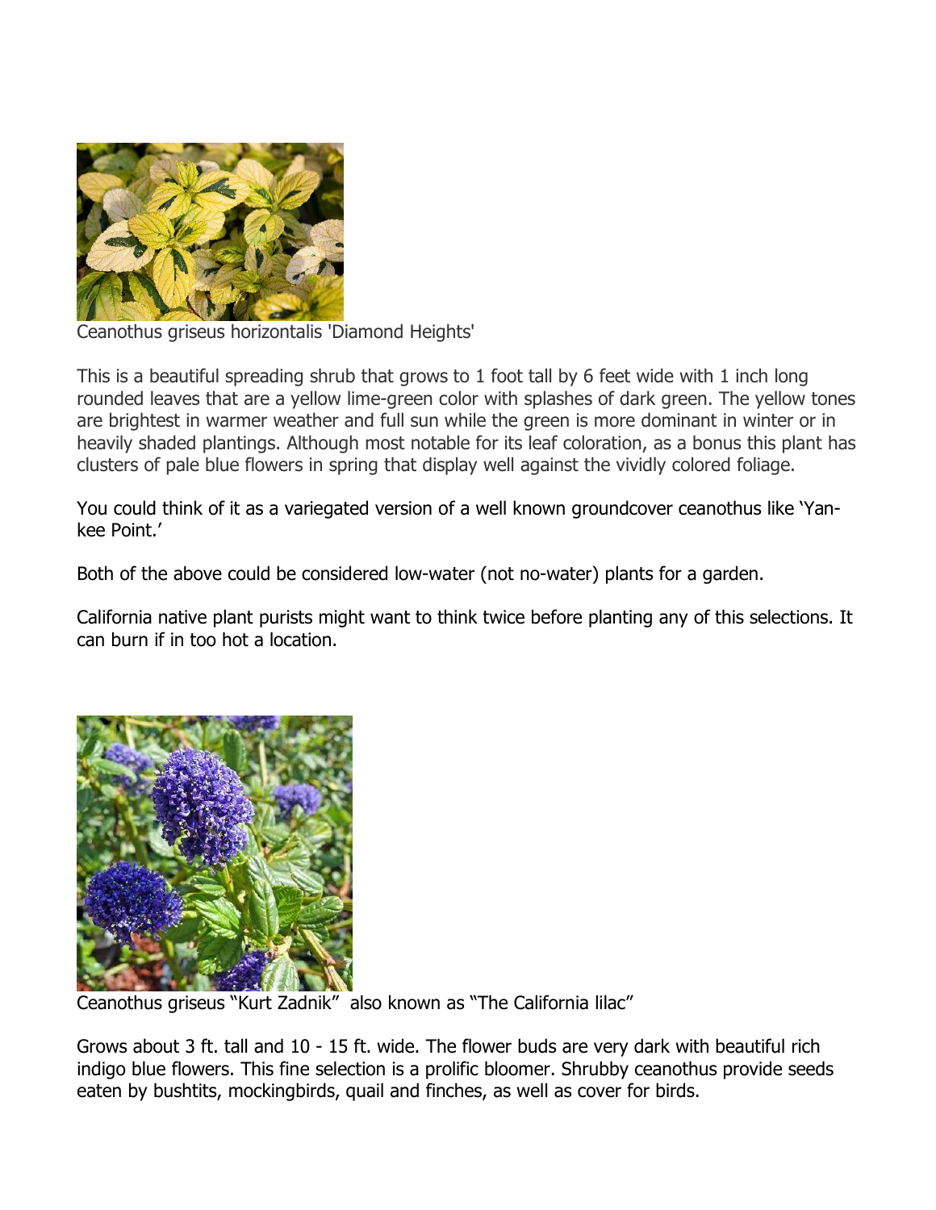Ceanothus griseus horizontalis 'Diamond Heights'

This is a beautiful spreading shrub that grows to 1 foot tall by 6 feet wide with 1 inch long rounded leaves that are a yellow lime-green color with splashes of dark green. The yellow tones are brightest in warmer weather and full sun while the green is more dominant in winter or in heavily shaded plantings. Although most notable for its leaf coloration, as a bonus this plant has clusters of pale blue flowers in spring that display well against the vividly colored foliage.

You could think of it as a variegated version of a well known groundcover ceanothus like 'Yankee Point.'

Both of the above could be considered low-water (not no-water) plants for a garden.

California native plant purists might want to think twice before planting any of this selections. It can burn if in too hot a location.

Ceanothus griseus "Kurt Zadnik" also known as "The California lilac"

Grows about 3 ft. tall and 10 - 15 ft. wide. The flower buds are very dark with beautiful rich indigo blue flowers. This fine selection is a prolific bloomer. Shrubby ceanothus provide seeds eaten by bushtits, mockingbirds, quail and finches, as well as cover for birds.